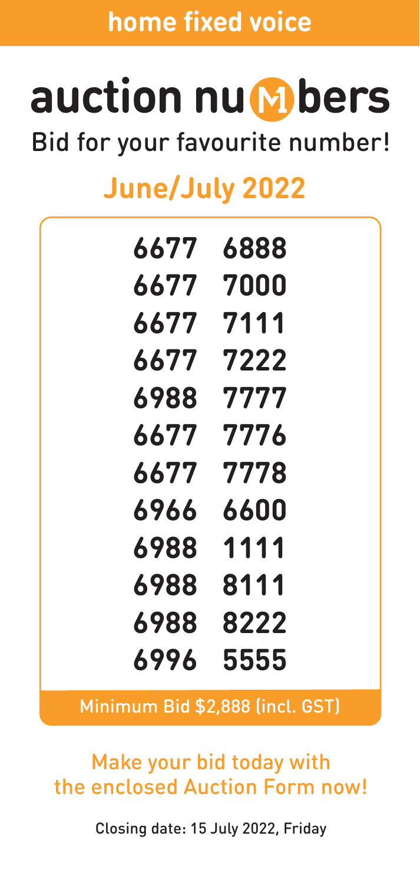**home fixed voice**

# auction numbers

## Bid for your favourite number!

## June/July 2022

6677 6888
6677 7000
6677 7111
6677 7222
6988 7777
6677 7776
6677 7778
6966 6600
6988 1111
6988 8111
6988 8222
6996 5555

Minimum Bid $2,888 (incl. GST)

Make your bid today with the enclosed Auction Form now!

Closing date: 15 July 2022, Friday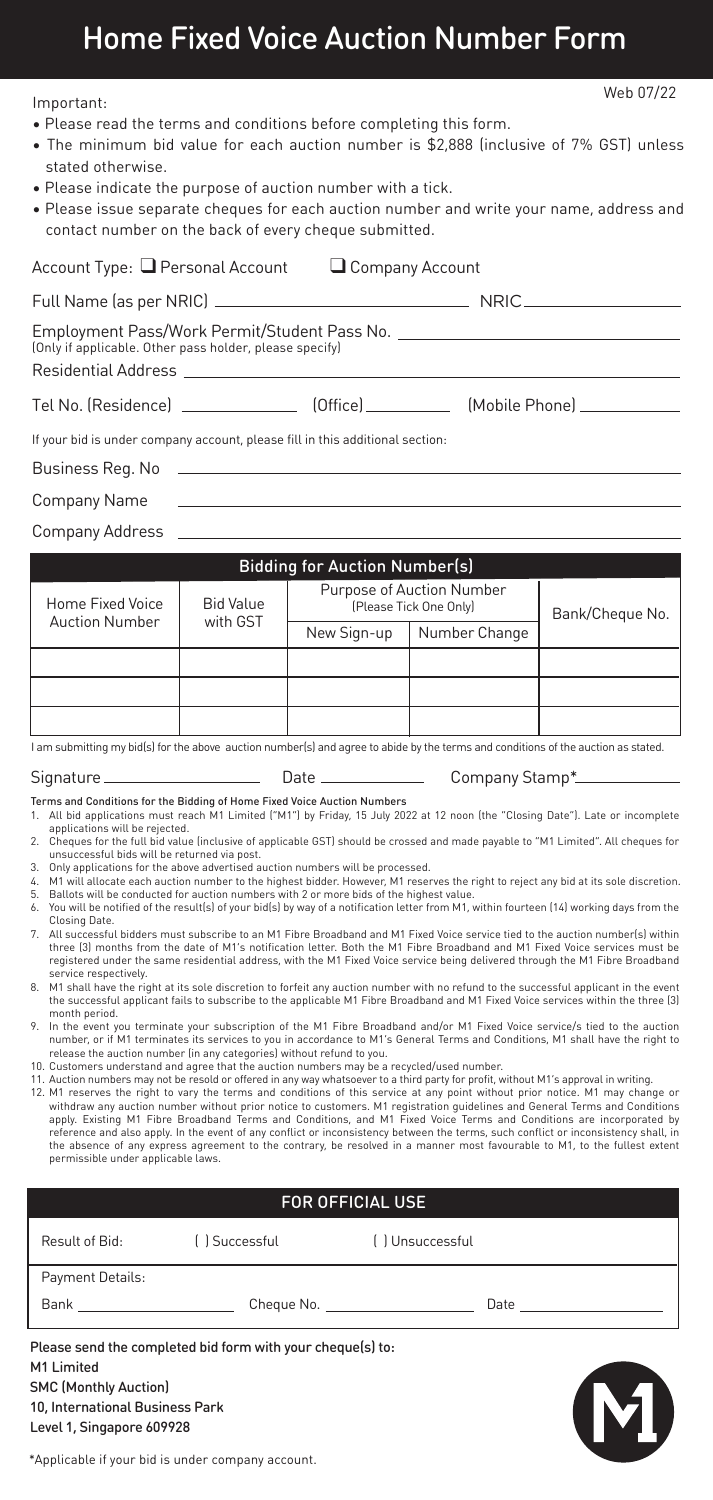# Home Fixed Voice Auction Number Form

Web 07/22

Important:

- Please read the terms and conditions before completing this form.
- The minimum bid value for each auction number is $2,888 (inclusive of 7% GST) unless stated otherwise.
- Please indicate the purpose of auction number with a tick.
- Please issue separate cheques for each auction number and write your name, address and contact number on the back of every cheque submitted.

Account Type: ❑ Personal Account ❑ Company Account

Full Name (as per NRIC) ______________________ NRIC ______________

Employment Pass/Work Permit/Student Pass No. ______________________
(Only if applicable. Other pass holder, please specify)

Residential Address ______________________

Tel No. (Residence) __________ (Office) __________ (Mobile Phone) __________

If your bid is under company account, please fill in this additional section:

Business Reg. No ______________________

Company Name ______________________

Company Address ______________________

**Bidding for Auction Number(s)**

| Home Fixed Voice Auction Number | Bid Value with GST | Purpose of Auction Number (Please Tick One Only) | | Bank/Cheque No. |
|---|---|---|---|---|
| | | New Sign-up | Number Change | |
| | | | | |
| | | | | |
| | | | | |

I am submitting my bid(s) for the above auction number(s) and agree to abide by the terms and conditions of the auction as stated.

Signature ______________ Date ______________ Company Stamp* ______________

**Terms and Conditions for the Bidding of Home Fixed Voice Auction Numbers**

1. All bid applications must reach M1 Limited ("M1") by Friday, 15 July 2022 at 12 noon (the "Closing Date"). Late or incomplete applications will be rejected.
2. Cheques for the full bid value (inclusive of applicable GST) should be crossed and made payable to "M1 Limited". All cheques for unsuccessful bids will be returned via post.
3. Only applications for the above advertised auction numbers will be processed.
4. M1 will allocate each auction number to the highest bidder. However, M1 reserves the right to reject any bid at its sole discretion.
5. Ballots will be conducted for auction numbers with 2 or more bids of the highest value.
6. You will be notified of the result(s) of your bid(s) by way of a notification letter from M1, within fourteen (14) working days from the Closing Date.
7. All successful bidders must subscribe to an M1 Fibre Broadband and M1 Fixed Voice service tied to the auction number(s) within three (3) months from the date of M1's notification letter. Both the M1 Fibre Broadband and M1 Fixed Voice services must be registered under the same residential address, with the M1 Fixed Voice service being delivered through the M1 Fibre Broadband service respectively.
8. M1 shall have the right at its sole discretion to forfeit any auction number with no refund to the successful applicant in the event the successful applicant fails to subscribe to the applicable M1 Fibre Broadband and M1 Fixed Voice services within the three (3) month period.
9. In the event you terminate your subscription of the M1 Fibre Broadband and/or M1 Fixed Voice service/s tied to the auction number, or if M1 terminates its services to you in accordance to M1's General Terms and Conditions, M1 shall have the right to release the auction number (in any categories) without refund to you.
10. Customers understand and agree that the auction numbers may be a recycled/used number.
11. Auction numbers may not be resold or offered in any way whatsoever to a third party for profit, without M1's approval in writing.
12. M1 reserves the right to vary the terms and conditions of this service at any point without prior notice. M1 may change or withdraw any auction number without prior notice to customers. M1 registration guidelines and General Terms and Conditions apply. Existing M1 Fibre Broadband Terms and Conditions, and M1 Fixed Voice Terms and Conditions are incorporated by reference and also apply. In the event of any conflict or inconsistency between the terms, such conflict or inconsistency shall, in the absence of any express agreement to the contrary, be resolved in a manner most favourable to M1, to the fullest extent permissible under applicable laws.

**FOR OFFICIAL USE**

Result of Bid: ( ) Successful ( ) Unsuccessful

Payment Details:

Bank ______________ Cheque No. ______________ Date ______________

Please send the completed bid form with your cheque(s) to:
M1 Limited
SMC (Monthly Auction)
10, International Business Park
Level 1, Singapore 609928

*Applicable if your bid is under company account.